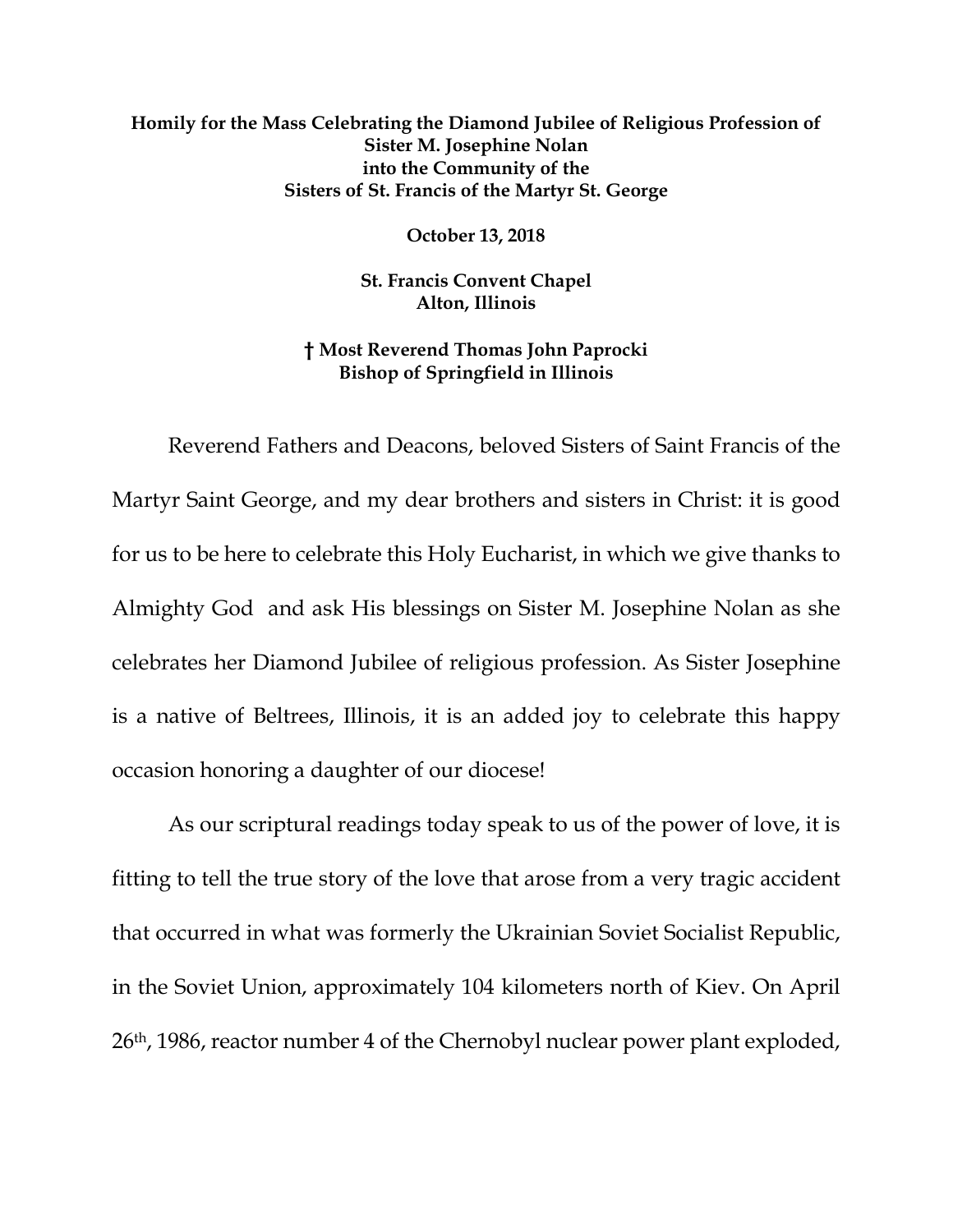**Homily for the Mass Celebrating the Diamond Jubilee of Religious Profession of Sister M. Josephine Nolan into the Community of the Sisters of St. Francis of the Martyr St. George**

**October 13, 2018**

**St. Francis Convent Chapel**
**Alton, Illinois**

**† Most Reverend Thomas John Paprocki**
**Bishop of Springfield in Illinois**

Reverend Fathers and Deacons, beloved Sisters of Saint Francis of the Martyr Saint George, and my dear brothers and sisters in Christ: it is good for us to be here to celebrate this Holy Eucharist, in which we give thanks to Almighty God and ask His blessings on Sister M. Josephine Nolan as she celebrates her Diamond Jubilee of religious profession. As Sister Josephine is a native of Beltrees, Illinois, it is an added joy to celebrate this happy occasion honoring a daughter of our diocese!

As our scriptural readings today speak to us of the power of love, it is fitting to tell the true story of the love that arose from a very tragic accident that occurred in what was formerly the Ukrainian Soviet Socialist Republic, in the Soviet Union, approximately 104 kilometers north of Kiev. On April 26th, 1986, reactor number 4 of the Chernobyl nuclear power plant exploded,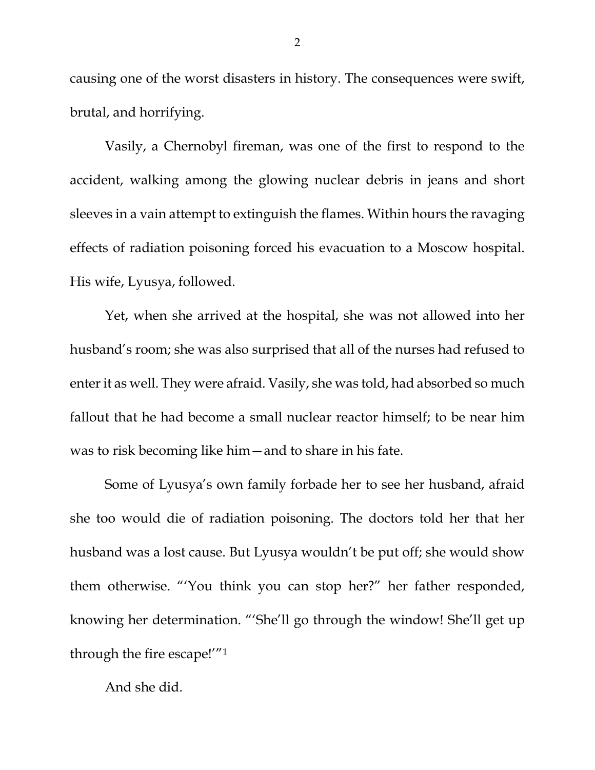causing one of the worst disasters in history. The consequences were swift, brutal, and horrifying.

Vasily, a Chernobyl fireman, was one of the first to respond to the accident, walking among the glowing nuclear debris in jeans and short sleeves in a vain attempt to extinguish the flames. Within hours the ravaging effects of radiation poisoning forced his evacuation to a Moscow hospital. His wife, Lyusya, followed.

Yet, when she arrived at the hospital, she was not allowed into her husband's room; she was also surprised that all of the nurses had refused to enter it as well. They were afraid. Vasily, she was told, had absorbed so much fallout that he had become a small nuclear reactor himself; to be near him was to risk becoming like him—and to share in his fate.

Some of Lyusya's own family forbade her to see her husband, afraid she too would die of radiation poisoning. The doctors told her that her husband was a lost cause. But Lyusya wouldn't be put off; she would show them otherwise. "'You think you can stop her?" her father responded, knowing her determination. "'She'll go through the window! She'll get up through the fire escape!'"[1]

And she did.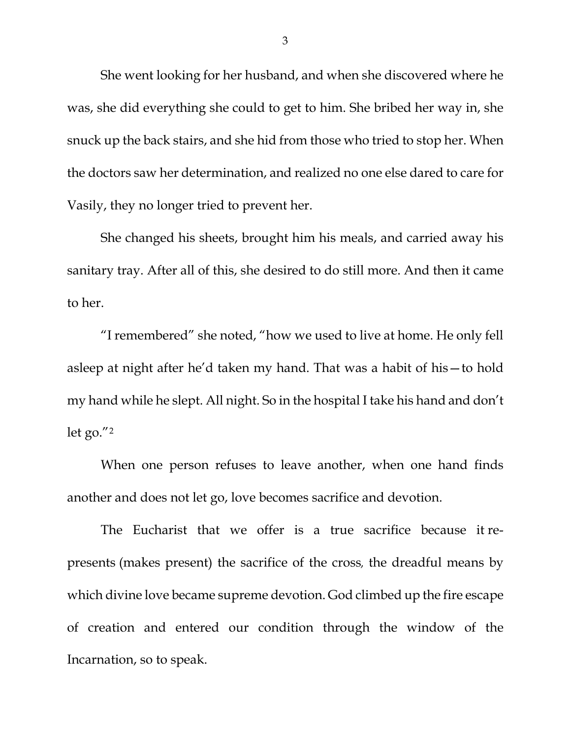She went looking for her husband, and when she discovered where he was, she did everything she could to get to him. She bribed her way in, she snuck up the back stairs, and she hid from those who tried to stop her. When the doctors saw her determination, and realized no one else dared to care for Vasily, they no longer tried to prevent her.

She changed his sheets, brought him his meals, and carried away his sanitary tray. After all of this, she desired to do still more. And then it came to her.

"I remembered" she noted, "how we used to live at home. He only fell asleep at night after he'd taken my hand. That was a habit of his—to hold my hand while he slept. All night. So in the hospital I take his hand and don't let go."[2]

When one person refuses to leave another, when one hand finds another and does not let go, love becomes sacrifice and devotion.

The Eucharist that we offer is a true sacrifice because it re-presents (makes present) the sacrifice of the cross, the dreadful means by which divine love became supreme devotion. God climbed up the fire escape of creation and entered our condition through the window of the Incarnation, so to speak.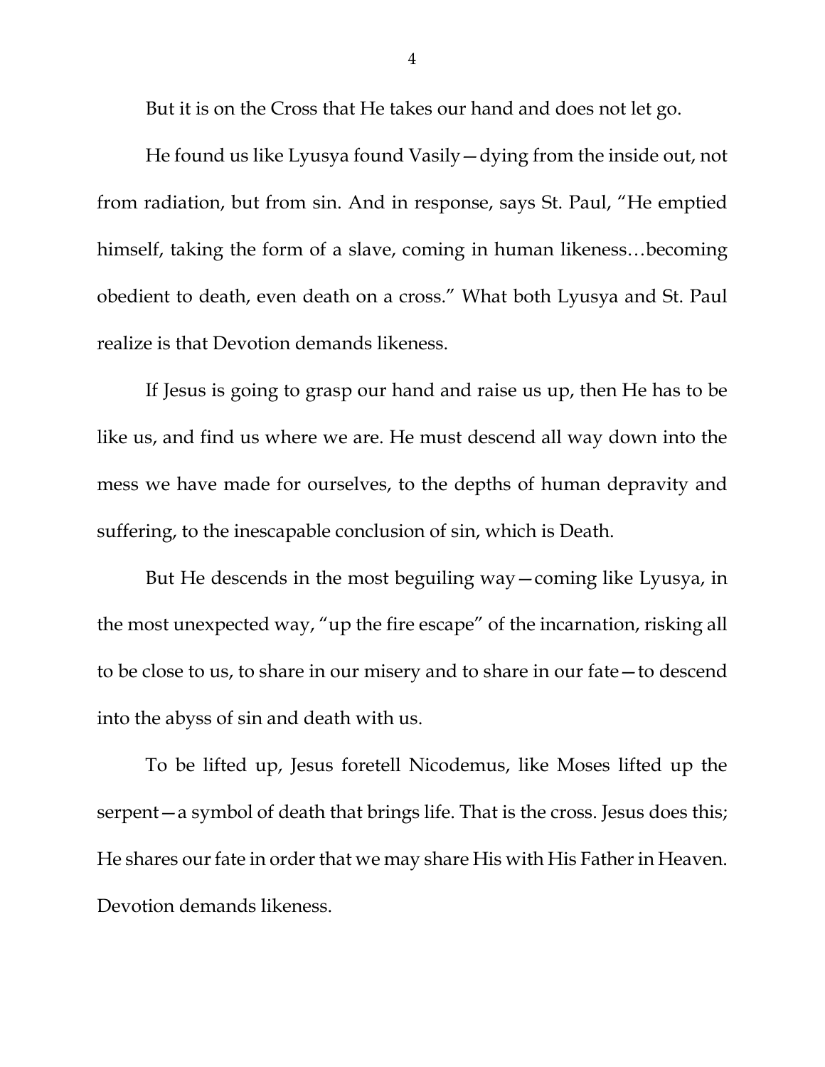But it is on the Cross that He takes our hand and does not let go.

He found us like Lyusya found Vasily—dying from the inside out, not from radiation, but from sin. And in response, says St. Paul, "He emptied himself, taking the form of a slave, coming in human likeness…becoming obedient to death, even death on a cross." What both Lyusya and St. Paul realize is that Devotion demands likeness.

If Jesus is going to grasp our hand and raise us up, then He has to be like us, and find us where we are. He must descend all way down into the mess we have made for ourselves, to the depths of human depravity and suffering, to the inescapable conclusion of sin, which is Death.

But He descends in the most beguiling way—coming like Lyusya, in the most unexpected way, "up the fire escape" of the incarnation, risking all to be close to us, to share in our misery and to share in our fate—to descend into the abyss of sin and death with us.

To be lifted up, Jesus foretell Nicodemus, like Moses lifted up the serpent—a symbol of death that brings life. That is the cross. Jesus does this; He shares our fate in order that we may share His with His Father in Heaven. Devotion demands likeness.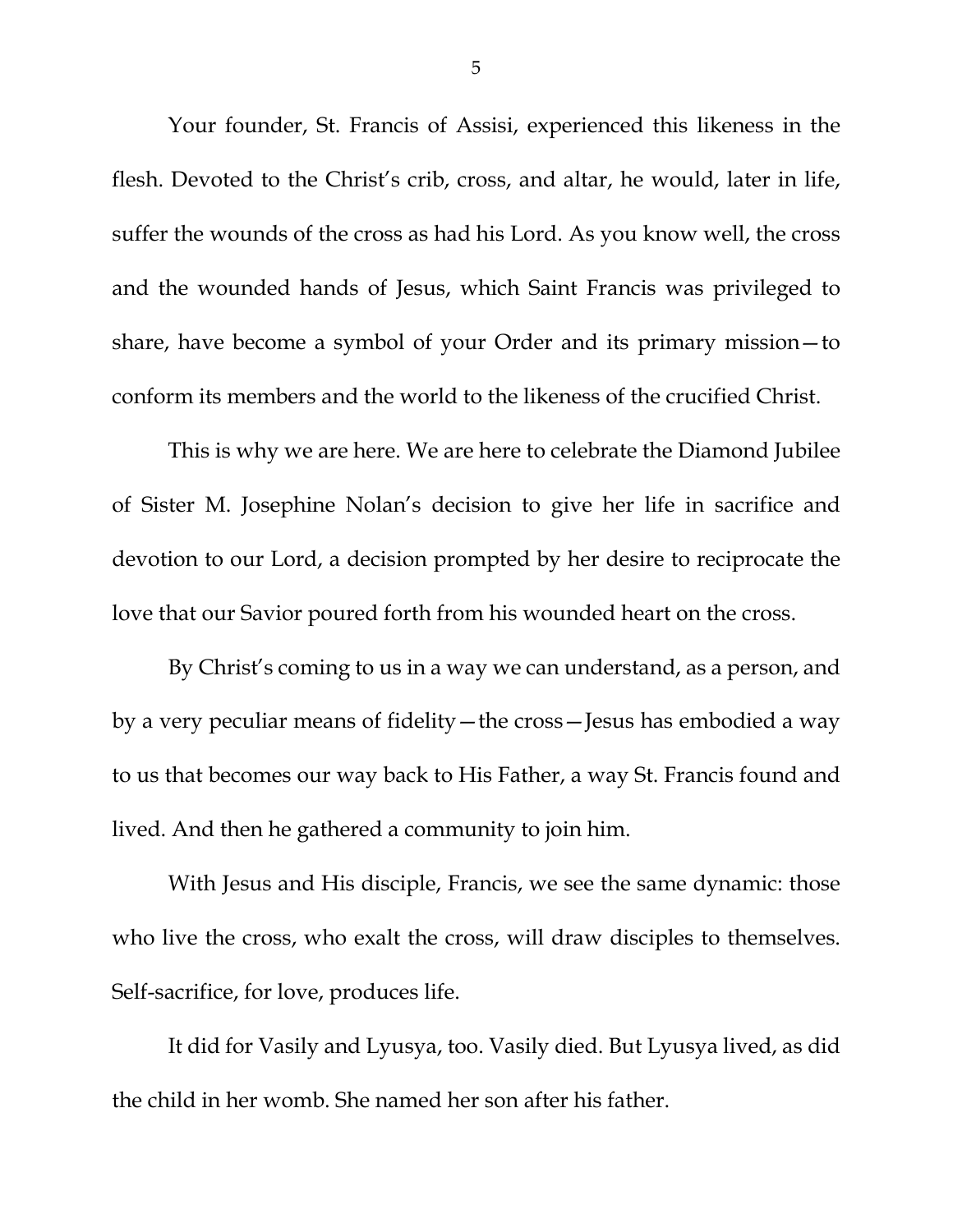Your founder, St. Francis of Assisi, experienced this likeness in the flesh. Devoted to the Christ's crib, cross, and altar, he would, later in life, suffer the wounds of the cross as had his Lord. As you know well, the cross and the wounded hands of Jesus, which Saint Francis was privileged to share, have become a symbol of your Order and its primary mission—to conform its members and the world to the likeness of the crucified Christ.

This is why we are here. We are here to celebrate the Diamond Jubilee of Sister M. Josephine Nolan's decision to give her life in sacrifice and devotion to our Lord, a decision prompted by her desire to reciprocate the love that our Savior poured forth from his wounded heart on the cross.

By Christ's coming to us in a way we can understand, as a person, and by a very peculiar means of fidelity—the cross—Jesus has embodied a way to us that becomes our way back to His Father, a way St. Francis found and lived. And then he gathered a community to join him.

With Jesus and His disciple, Francis, we see the same dynamic: those who live the cross, who exalt the cross, will draw disciples to themselves. Self-sacrifice, for love, produces life.

It did for Vasily and Lyusya, too. Vasily died. But Lyusya lived, as did the child in her womb. She named her son after his father.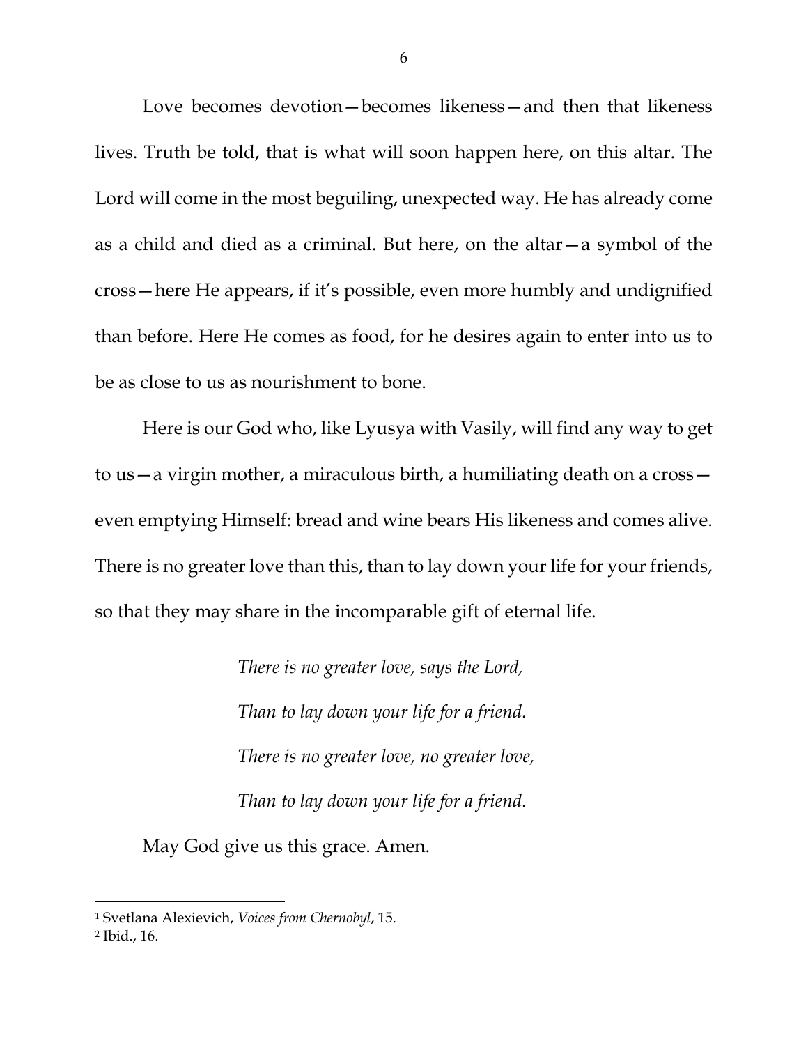Love becomes devotion—becomes likeness—and then that likeness lives. Truth be told, that is what will soon happen here, on this altar. The Lord will come in the most beguiling, unexpected way. He has already come as a child and died as a criminal. But here, on the altar—a symbol of the cross—here He appears, if it's possible, even more humbly and undignified than before. Here He comes as food, for he desires again to enter into us to be as close to us as nourishment to bone.

Here is our God who, like Lyusya with Vasily, will find any way to get to us—a virgin mother, a miraculous birth, a humiliating death on a cross—even emptying Himself: bread and wine bears His likeness and comes alive. There is no greater love than this, than to lay down your life for your friends, so that they may share in the incomparable gift of eternal life.

> *There is no greater love, says the Lord,*
>
> *Than to lay down your life for a friend.*
>
> *There is no greater love, no greater love,*
>
> *Than to lay down your life for a friend.*

May God give us this grace. Amen.

---

[1] Svetlana Alexievich, *Voices from Chernobyl*, 15.

[2] Ibid., 16.